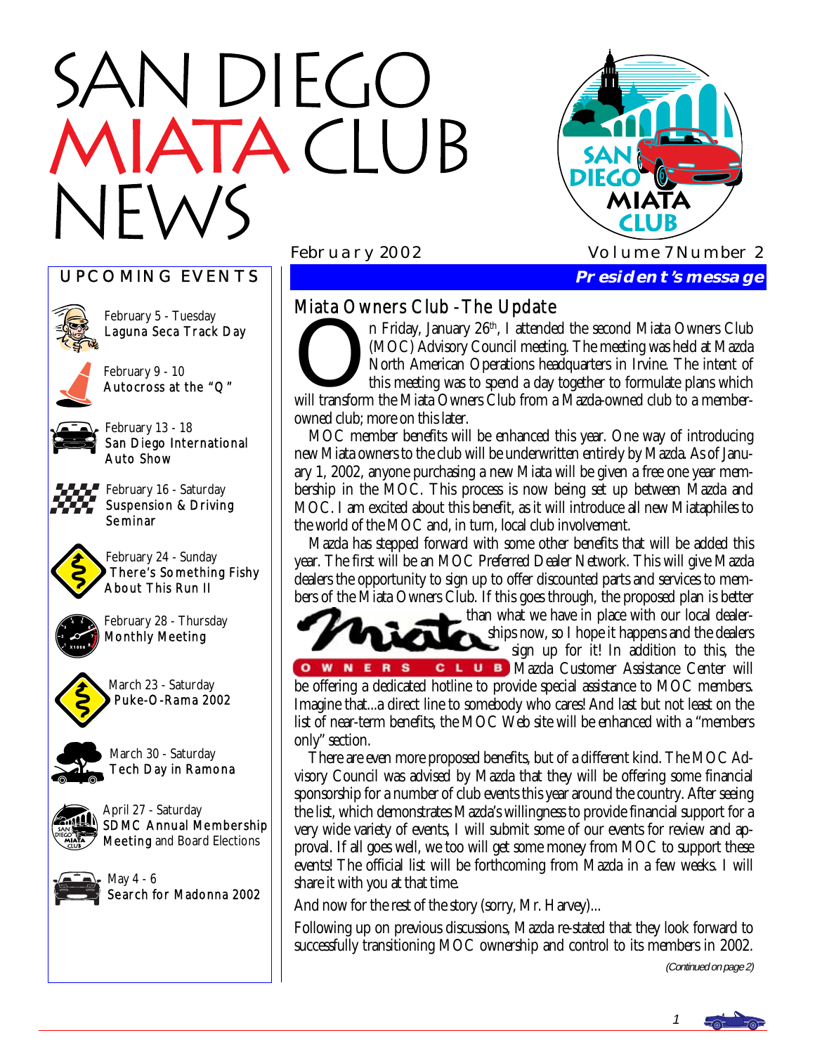# SAN DIEGO MIATA CLUB NEWS

February 2002 — Volume 7 Number 2

## UPCOMING EVENTS

- February 5 - Tuesday
  Laguna Seca Track Day
- February 9 - 10
  Autocross at the "Q"
- February 13 - 18
  San Diego International Auto Show
- February 16 - Saturday
  Suspension & Driving Seminar
- February 24 - Sunday
  There's Something Fishy About This Run II
- February 28 - Thursday
  Monthly Meeting
- March 23 - Saturday
  Puke-O-Rama 2002
- March 30 - Saturday
  Tech Day in Ramona
- April 27 - Saturday
  SDMC Annual Membership Meeting and Board Elections
- May 4 - 6
  Search for Madonna 2002

## President's message

### Miata Owners Club - The Update

On Friday, January 26th, I attended the second Miata Owners Club (MOC) Advisory Council meeting. The meeting was held at Mazda North American Operations headquarters in Irvine. The intent of this meeting was to spend a day together to formulate plans which will transform the Miata Owners Club from a Mazda-owned club to a member-owned club; more on this later.

MOC member benefits will be enhanced this year. One way of introducing new Miata owners to the club will be underwritten entirely by Mazda. As of January 1, 2002, anyone purchasing a new Miata will be given a free one year membership in the MOC. This process is now being set up between Mazda and MOC. I am excited about this benefit, as it will introduce all new Miataphiles to the world of the MOC and, in turn, local club involvement.

Mazda has stepped forward with some other benefits that will be added this year. The first will be an MOC Preferred Dealer Network. This will give Mazda dealers the opportunity to sign up to offer discounted parts and services to members of the Miata Owners Club. If this goes through, the proposed plan is better than what we have in place with our local dealerships now, so I hope it happens and the dealers sign up for it! In addition to this, the Mazda Customer Assistance Center will be offering a dedicated hotline to provide special assistance to MOC members. Imagine that...a direct line to somebody who cares! And last but not least on the list of near-term benefits, the MOC Web site will be enhanced with a "members only" section.

There are even more proposed benefits, but of a different kind. The MOC Advisory Council was advised by Mazda that they will be offering some financial sponsorship for a number of club events this year around the country. After seeing the list, which demonstrates Mazda's willingness to provide financial support for a very wide variety of events, I will submit some of our events for review and approval. If all goes well, we too will get some money from MOC to support these events! The official list will be forthcoming from Mazda in a few weeks. I will share it with you at that time.

And now for the rest of the story (sorry, Mr. Harvey)...

Following up on previous discussions, Mazda re-stated that they look forward to successfully transitioning MOC ownership and control to its members in 2002.

*(Continued on page 2)*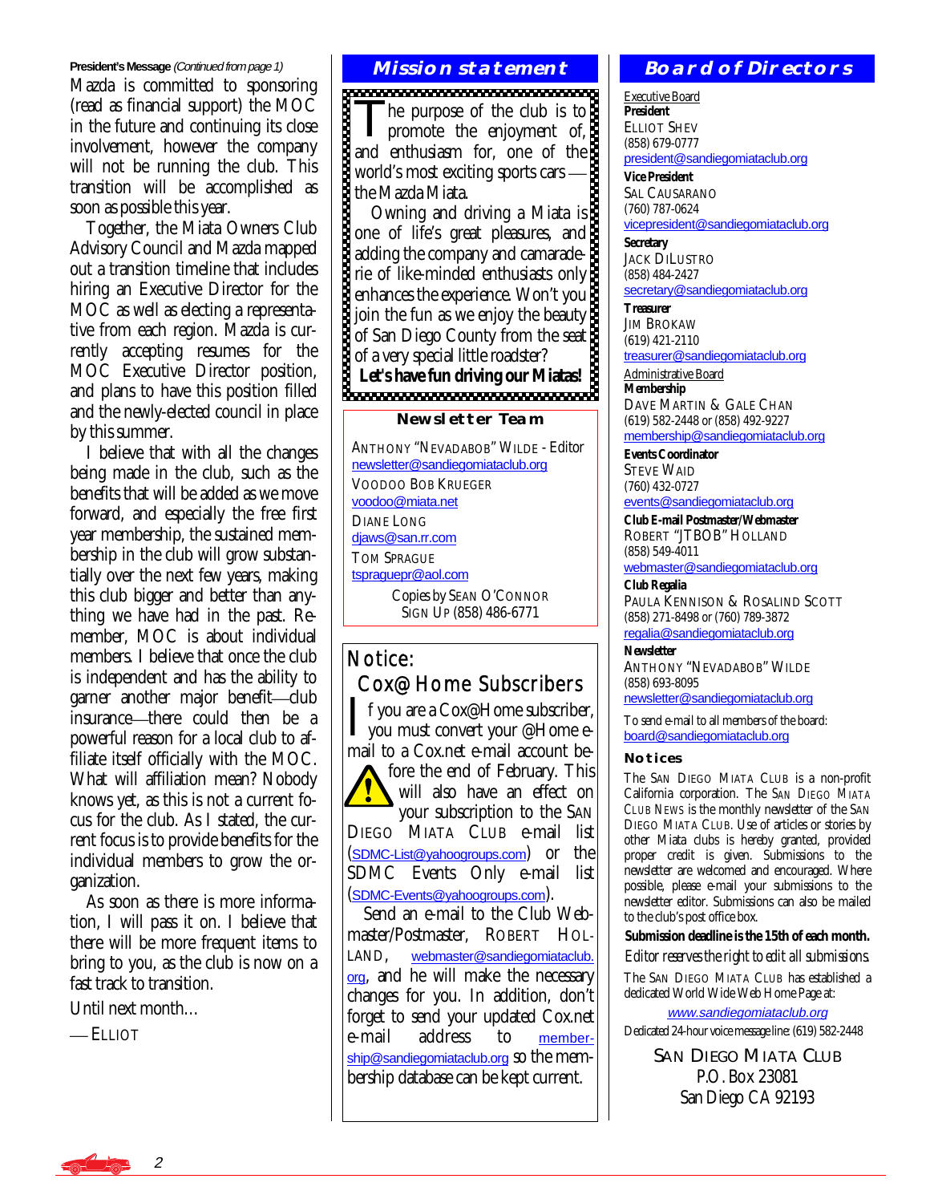**President's Message** *(Continued from page 1)*

Mazda is committed to sponsoring (read as financial support) the MOC in the future and continuing its close involvement, however the company will not be running the club. This transition will be accomplished as soon as possible this year.

Together, the Miata Owners Club Advisory Council and Mazda mapped out a transition timeline that includes hiring an Executive Director for the MOC as well as electing a representative from each region. Mazda is currently accepting resumes for the MOC Executive Director position, and plans to have this position filled and the newly-elected council in place by this summer.

I believe that with all the changes being made in the club, such as the benefits that will be added as we move forward, and especially the free first year membership, the sustained membership in the club will grow substantially over the next few years, making this club bigger and better than anything we have had in the past. Remember, MOC is about individual members. I believe that once the club is independent and has the ability to garner another major benefit—club insurance—there could then be a powerful reason for a local club to affiliate itself officially with the MOC. What will affiliation mean? Nobody knows yet, as this is not a current focus for the club. As I stated, the current focus is to provide benefits for the individual members to grow the organization.

As soon as there is more information, I will pass it on. I believe that there will be more frequent items to bring to you, as the club is now on a fast track to transition.

Until next month…

— ELLIOT

## Mission statement

The purpose of the club is to promote the enjoyment of, and enthusiasm for, one of the world's most exciting sports cars — the Mazda Miata.

Owning and driving a Miata is one of life's great pleasures, and adding the company and camaraderie of like-minded enthusiasts only enhances the experience. Won't you join the fun as we enjoy the beauty of San Diego County from the seat of a very special little roadster?

**Let's have fun driving our Miatas!**

### Newsletter Team

ANTHONY "NEVADABOB" WILDE - Editor
newsletter@sandiegomiataclub.org

VOODOO BOB KRUEGER
voodoo@miata.net

DIANE LONG
djaws@san.rr.com

TOM SPRAGUE
tspraguepr@aol.com

Copies by SEAN O'CONNOR
SIGN UP (858) 486-6771

## Notice: Cox@Home Subscribers

If you are a Cox@Home subscriber, you must convert your @Home e-mail to a Cox.net e-mail account before the end of February. This will also have an effect on your subscription to the SAN DIEGO MIATA CLUB e-mail list (SDMC-List@yahoogroups.com) or the SDMC Events Only e-mail list (SDMC-Events@yahoogroups.com).

Send an e-mail to the Club Webmaster/Postmaster, ROBERT HOLLAND, webmaster@sandiegomiataclub.org, and he will make the necessary changes for you. In addition, don't forget to send your updated Cox.net e-mail address to membership@sandiegomiataclub.org so the membership database can be kept current.

## Board of Directors

Executive Board

**President**
ELLIOT SHEV
(858) 679-0777
president@sandiegomiataclub.org

**Vice President**
SAL CAUSARANO
(760) 787-0624
vicepresident@sandiegomiataclub.org

**Secretary**
JACK DILUSTRO
(858) 484-2427
secretary@sandiegomiataclub.org

**Treasurer**
JIM BROKAW
(619) 421-2110
treasurer@sandiegomiataclub.org

Administrative Board

**Membership**
DAVE MARTIN & GALE CHAN
(619) 582-2448 or (858) 492-9227
membership@sandiegomiataclub.org

**Events Coordinator**
STEVE WAID
(760) 432-0727
events@sandiegomiataclub.org

**Club E-mail Postmaster/Webmaster**
ROBERT "JTBOB" HOLLAND
(858) 549-4011
webmaster@sandiegomiataclub.org

**Club Regalia**
PAULA KENNISON & ROSALIND SCOTT
(858) 271-8498 or (760) 789-3872
regalia@sandiegomiataclub.org

**Newsletter**
ANTHONY "NEVADABOB" WILDE
(858) 693-8095
newsletter@sandiegomiataclub.org

To send e-mail to all members of the board:
board@sandiegomiataclub.org

### Notices

The SAN DIEGO MIATA CLUB is a non-profit California corporation. The SAN DIEGO MIATA CLUB NEWS is the monthly newsletter of the SAN DIEGO MIATA CLUB. Use of articles or stories by other Miata clubs is hereby granted, provided proper credit is given. Submissions to the newsletter are welcomed and encouraged. Where possible, please e-mail your submissions to the newsletter editor. Submissions can also be mailed to the club's post office box.

**Submission deadline is the 15th of each month.**

*Editor reserves the right to edit all submissions.*

The SAN DIEGO MIATA CLUB has established a dedicated World Wide Web Home Page at:

*www.sandiegomiataclub.org*

Dedicated 24-hour voice message line: (619) 582-2448

SAN DIEGO MIATA CLUB
P.O. Box 23081
San Diego CA 92193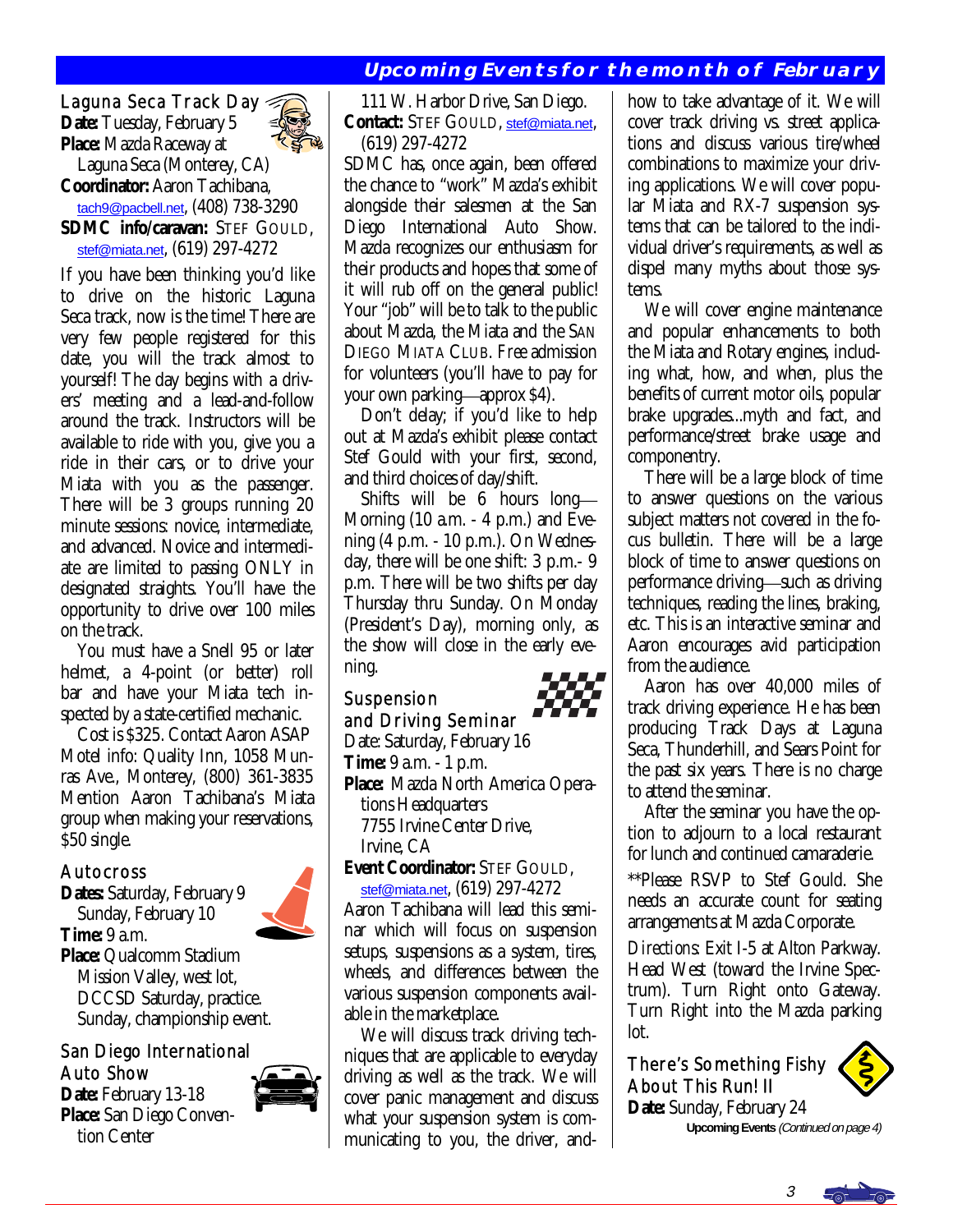## Upcoming Events for the month of February

### Laguna Seca Track Day

**Date:** Tuesday, February 5
**Place:** Mazda Raceway at Laguna Seca (Monterey, CA)
**Coordinator:** Aaron Tachibana, tach9@pacbell.net, (408) 738-3290
**SDMC info/caravan:** Stef Gould, stef@miata.net, (619) 297-4272

If you have been thinking you'd like to drive on the historic Laguna Seca track, now is the time! There are very few people registered for this date, you will the track almost to yourself! The day begins with a drivers' meeting and a lead-and-follow around the track. Instructors will be available to ride with you, give you a ride in their cars, or to drive your Miata with you as the passenger. There will be 3 groups running 20 minute sessions: novice, intermediate, and advanced. Novice and intermediate are limited to passing ONLY in designated straights. You'll have the opportunity to drive over 100 miles on the track.

You must have a Snell 95 or later helmet, a 4-point (or better) roll bar and have your Miata tech inspected by a state-certified mechanic.

Cost is $325. Contact Aaron ASAP Motel info: Quality Inn, 1058 Munras Ave., Monterey, (800) 361-3835 Mention Aaron Tachibana's Miata group when making your reservations, $50 single.

### Autocross

**Dates:** Saturday, February 9
Sunday, February 10
**Time:** 9 a.m.
**Place:** Qualcomm Stadium Mission Valley, west lot, DCCSD Saturday, practice. Sunday, championship event.

### San Diego International Auto Show

**Date:** February 13-18
**Place:** San Diego Convention Center
111 W. Harbor Drive, San Diego.
**Contact:** Stef Gould, stef@miata.net, (619) 297-4272

SDMC has, once again, been offered the chance to "work" Mazda's exhibit alongside their salesmen at the San Diego International Auto Show. Mazda recognizes our enthusiasm for their products and hopes that some of it will rub off on the general public! Your "job" will be to talk to the public about Mazda, the Miata and the San Diego Miata Club. Free admission for volunteers (you'll have to pay for your own parking—approx $4).

Don't delay; if you'd like to help out at Mazda's exhibit please contact Stef Gould with your first, second, and third choices of day/shift.

Shifts will be 6 hours long—Morning (10 a.m. - 4 p.m.) and Evening (4 p.m. - 10 p.m.). On Wednesday, there will be one shift: 3 p.m.- 9 p.m. There will be two shifts per day Thursday thru Sunday. On Monday (President's Day), morning only, as the show will close in the early evening.

### Suspension and Driving Seminar

Date: Saturday, February 16
**Time:** 9 a.m. - 1 p.m.
**Place:** Mazda North America Operations Headquarters
7755 Irvine Center Drive, Irvine, CA
**Event Coordinator:** Stef Gould, stef@miata.net, (619) 297-4272

Aaron Tachibana will lead this seminar which will focus on suspension setups, suspensions as a system, tires, wheels, and differences between the various suspension components available in the marketplace.

We will discuss track driving techniques that are applicable to everyday driving as well as the track. We will cover panic management and discuss what your suspension system is communicating to you, the driver, and how to take advantage of it. We will cover track driving vs. street applications and discuss various tire/wheel combinations to maximize your driving applications. We will cover popular Miata and RX-7 suspension systems that can be tailored to the individual driver's requirements, as well as dispel many myths about those systems.

We will cover engine maintenance and popular enhancements to both the Miata and Rotary engines, including what, how, and when, plus the benefits of current motor oils, popular brake upgrades...myth and fact, and performance/street brake usage and componentry.

There will be a large block of time to answer questions on the various subject matters not covered in the focus bulletin. There will be a large block of time to answer questions on performance driving—such as driving techniques, reading the lines, braking, etc. This is an interactive seminar and Aaron encourages avid participation from the audience.

Aaron has over 40,000 miles of track driving experience. He has been producing Track Days at Laguna Seca, Thunderhill, and Sears Point for the past six years. There is no charge to attend the seminar.

After the seminar you have the option to adjourn to a local restaurant for lunch and continued camaraderie.

**Please RSVP to Stef Gould. She needs an accurate count for seating arrangements at Mazda Corporate.

*Directions:* Exit I-5 at Alton Parkway. Head West (toward the Irvine Spectrum). Turn Right onto Gateway. Turn Right into the Mazda parking lot.

### There's Something Fishy About This Run! II

**Date:** Sunday, February 24

**Upcoming Events** *(Continued on page 4)*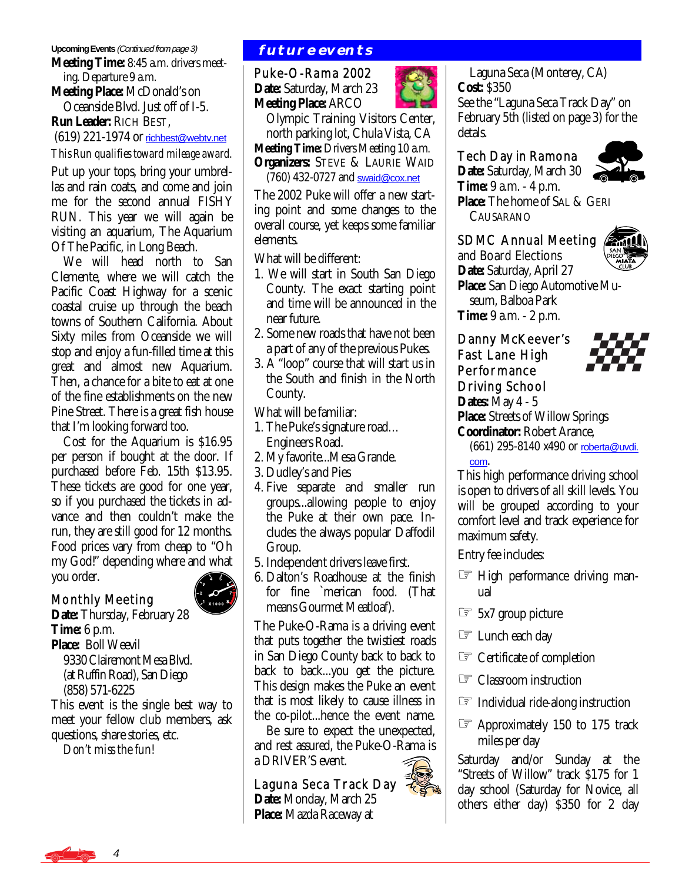**Upcoming Events** *(Continued from page 3)*

**Meeting Time:** 8:45 a.m. drivers meeting. Departure 9 a.m.

**Meeting Place:** McDonald's on Oceanside Blvd. Just off of I-5.

**Run Leader:** RICH BEST, (619) 221-1974 or richbest@webtv.net

*This Run qualifies toward mileage award.*

Put up your tops, bring your umbrellas and rain coats, and come and join me for the second annual FISHY RUN. This year we will again be visiting an aquarium, The Aquarium Of The Pacific, in Long Beach.

We will head north to San Clemente, where we will catch the Pacific Coast Highway for a scenic coastal cruise up through the beach towns of Southern California. About Sixty miles from Oceanside we will stop and enjoy a fun-filled time at this great and almost new Aquarium. Then, a chance for a bite to eat at one of the fine establishments on the new Pine Street. There is a great fish house that I'm looking forward too.

Cost for the Aquarium is $16.95 per person if bought at the door. If purchased before Feb. 15th $13.95. These tickets are good for one year, so if you purchased the tickets in advance and then couldn't make the run, they are still good for 12 months. Food prices vary from cheap to "Oh my God!" depending where and what you order.

### Monthly Meeting

**Date:** Thursday, February 28

**Time:** 6 p.m.

**Place:** Boll Weevil
9330 Clairemont Mesa Blvd.
(at Ruffin Road), San Diego
(858) 571-6225

This event is the single best way to meet your fellow club members, ask questions, share stories, etc.

*Don't miss the fun!*

## future events

### Puke-O-Rama 2002

**Date:** Saturday, March 23

**Meeting Place:** ARCO Olympic Training Visitors Center, north parking lot, Chula Vista, CA

**Meeting Time:** Drivers Meeting 10 a.m.

**Organizers:** STEVE & LAURIE WAID (760) 432-0727 and swaid@cox.net

The 2002 Puke will offer a new starting point and some changes to the overall course, yet keeps some familiar elements.

What will be different:

1. We will start in South San Diego County. The exact starting point and time will be announced in the near future.
2. Some new roads that have not been a part of any of the previous Pukes.
3. A "loop" course that will start us in the South and finish in the North County.

What will be familiar:

1. The Puke's signature road… Engineers Road.
2. My favorite...Mesa Grande.
3. Dudley's and Pies
4. Five separate and smaller run groups...allowing people to enjoy the Puke at their own pace. Includes the always popular Daffodil Group.
5. Independent drivers leave first.
6. Dalton's Roadhouse at the finish for fine `merican food. (That means Gourmet Meatloaf).

The Puke-O-Rama is a driving event that puts together the twistiest roads in San Diego County back to back to back to back...you get the picture. This design makes the Puke an event that is most likely to cause illness in the co-pilot...hence the event name.

Be sure to expect the unexpected, and rest assured, the Puke-O-Rama is a DRIVER'S event.

### Laguna Seca Track Day

**Date:** Monday, March 25

**Place:** Mazda Raceway at Laguna Seca (Monterey, CA)

**Cost:** $350

See the "Laguna Seca Track Day" on February 5th (listed on page 3) for the detals.

### Tech Day in Ramona

**Date:** Saturday, March 30

**Time:** 9 a.m. - 4 p.m.

**Place:** The home of SAL & GERI CAUSARANO

### SDMC Annual Meeting and Board Elections

**Date:** Saturday, April 27

**Place:** San Diego Automotive Museum, Balboa Park

**Time:** 9 a.m. - 2 p.m.

### Danny McKeever's Fast Lane High Performance Driving School

**Dates:** May 4 - 5

**Place:** Streets of Willow Springs

**Coordinator:** Robert Arance, (661) 295-8140 x490 or roberta@uvdi.com.

This high performance driving school is open to drivers of *all* skill levels. You will be grouped according to your comfort level and track experience for maximum safety.

Entry fee includes:

- ☞ High performance driving manual
- ☞ 5x7 group picture
- ☞ Lunch each day
- ☞ Certificate of completion
- ☞ Classroom instruction
- ☞ Individual ride-along instruction
- ☞ Approximately 150 to 175 track miles per day

Saturday and/or Sunday at the "Streets of Willow" track $175 for 1 day school (Saturday for Novice, all others either day) $350 for 2 day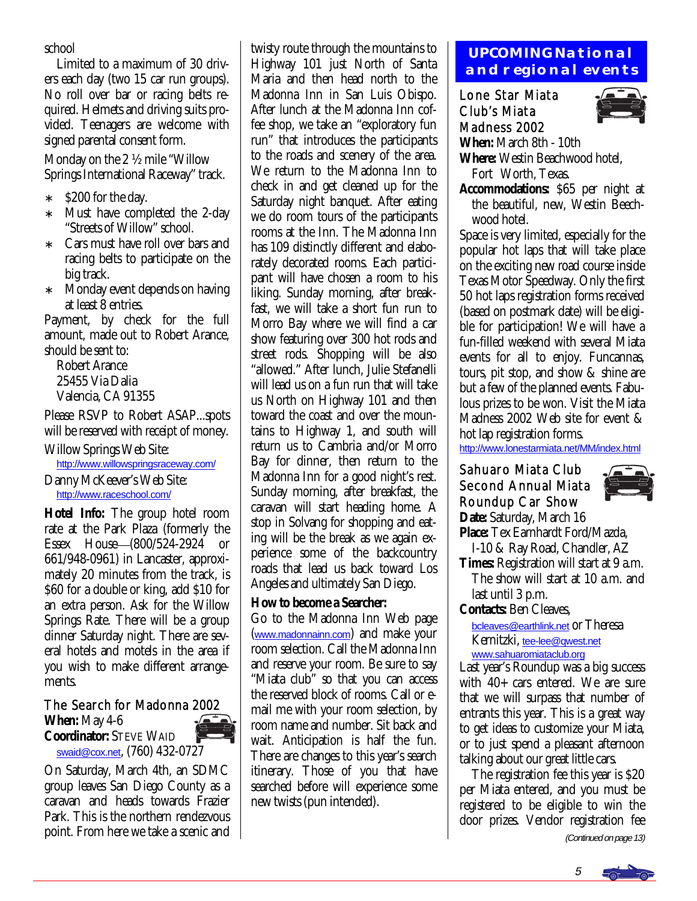school

Limited to a maximum of 30 drivers each day (two 15 car run groups). No roll over bar or racing belts required. Helmets and driving suits provided. Teenagers are welcome with signed parental consent form.

Monday on the 2 ½ mile "Willow Springs International Raceway" track.

- $200 for the day.
- Must have completed the 2-day "Streets of Willow" school.
- Cars must have roll over bars and racing belts to participate on the big track.
- Monday event depends on having at least 8 entries.

Payment, by check for the full amount, made out to Robert Arance, should be sent to:

Robert Arance
25455 Via Dalia
Valencia, CA 91355

Please RSVP to Robert ASAP...spots will be reserved with receipt of money.

Willow Springs Web Site:
http://www.willowspringsraceway.com/

Danny McKeever's Web Site:
http://www.raceschool.com/

**Hotel Info:** The group hotel room rate at the Park Plaza (formerly the Essex House—(800/524-2924 or 661/948-0961) in Lancaster, approximately 20 minutes from the track, is $60 for a double or king, add $10 for an extra person. Ask for the Willow Springs Rate. There will be a group dinner Saturday night. There are several hotels and motels in the area if you wish to make different arrangements.

### The Search for Madonna 2002

**When:** May 4-6
**Coordinator:** Steve Waid
swaid@cox.net, (760) 432-0727

On Saturday, March 4th, an SDMC group leaves San Diego County as a caravan and heads towards Frazier Park. This is the northern rendezvous point. From here we take a scenic and twisty route through the mountains to Highway 101 just North of Santa Maria and then head north to the Madonna Inn in San Luis Obispo. After lunch at the Madonna Inn coffee shop, we take an "exploratory fun run" that introduces the participants to the roads and scenery of the area. We return to the Madonna Inn to check in and get cleaned up for the Saturday night banquet. After eating we do room tours of the participants rooms at the Inn. The Madonna Inn has 109 distinctly different and elaborately decorated rooms. Each participant will have chosen a room to his liking. Sunday morning, after breakfast, we will take a short fun run to Morro Bay where we will find a car show featuring over 300 hot rods and street rods. Shopping will be also "allowed." After lunch, Julie Stefanelli will lead us on a fun run that will take us North on Highway 101 and then toward the coast and over the mountains to Highway 1, and south will return us to Cambria and/or Morro Bay for dinner, then return to the Madonna Inn for a good night's rest. Sunday morning, after breakfast, the caravan will start heading home. A stop in Solvang for shopping and eating will be the break as we again experience some of the backcountry roads that lead us back toward Los Angeles and ultimately San Diego.

**How to become a Searcher:**

Go to the Madonna Inn Web page (www.madonnainn.com) and make your room selection. Call the Madonna Inn and reserve your room. Be sure to say "Miata club" so that you can access the reserved block of rooms. Call or e-mail me with your room selection, by room name and number. Sit back and wait. Anticipation is half the fun. There are changes to this year's search itinerary. Those of you that have searched before will experience some new twists (pun intended).

## UPCOMING National and regional events

### Lone Star Miata Club's Miata Madness 2002

**When:** March 8th - 10th
**Where:** Westin Beachwood hotel, Fort Worth, Texas.
**Accommodations:** $65 per night at the beautiful, new, Westin Beechwood hotel.

Space is very limited, especially for the popular hot laps that will take place on the exciting new road course inside Texas Motor Speedway. Only the first 50 hot laps registration forms received (based on postmark date) will be eligible for participation! We will have a fun-filled weekend with several Miata events for all to enjoy. Funcannas, tours, pit stop, and show & shine are but a few of the planned events. Fabulous prizes to be won. Visit the Miata Madness 2002 Web site for event & hot lap registration forms.
http://www.lonestarmiata.net/MM/index.html

### Sahuaro Miata Club Second Annual Miata Roundup Car Show

**Date:** Saturday, March 16
**Place:** Tex Earnhardt Ford/Mazda, I-10 & Ray Road, Chandler, AZ
**Times:** Registration will start at 9 a.m. The show will start at 10 a.m. and last until 3 p.m.
**Contacts:** Ben Cleaves, bcleaves@earthlink.net or Theresa Kernitzki, tee-lee@qwest.net
www.sahuaromiataclub.org

Last year's Roundup was a big success with 40+ cars entered. We are sure that we will surpass that number of entrants this year. This is a great way to get ideas to customize your Miata, or to just spend a pleasant afternoon talking about our great little cars.

The registration fee this year is $20 per Miata entered, and you must be registered to be eligible to win the door prizes. Vendor registration fee

*(Continued on page 13)*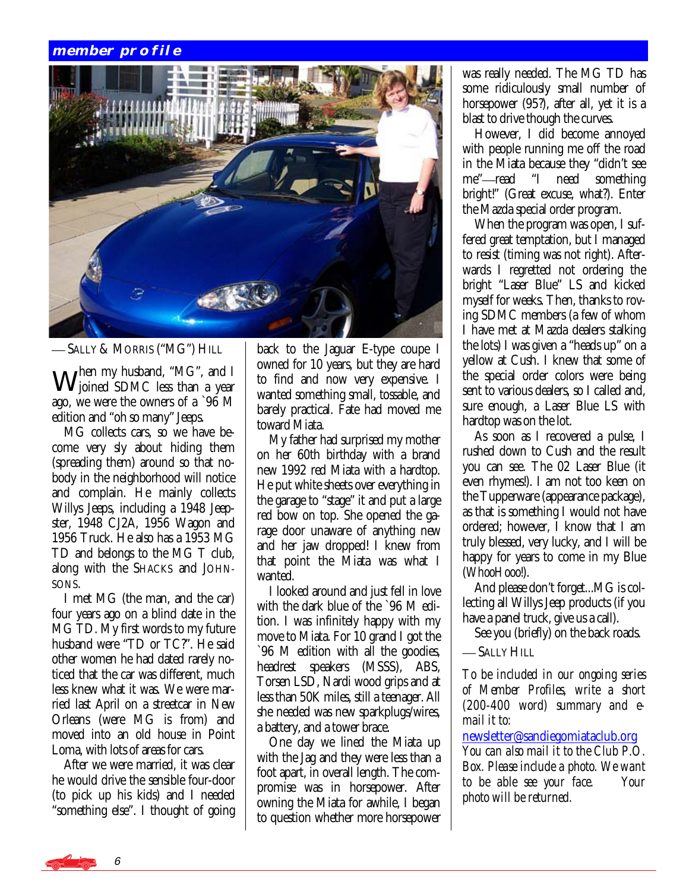## member profile

— SALLY & MORRIS ("MG") HILL

When my husband, "MG", and I joined SDMC less than a year ago, we were the owners of a `96 M edition and "oh so many" Jeeps.

MG collects cars, so we have become very sly about hiding them (spreading them) around so that nobody in the neighborhood will notice and complain. He mainly collects Willys Jeeps, including a 1948 Jeepster, 1948 CJ2A, 1956 Wagon and 1956 Truck. He also has a 1953 MG TD and belongs to the MG T club, along with the SHACKS and JOHNSONS.

I met MG (the man, and the car) four years ago on a blind date in the MG TD. My first words to my future husband were "TD or TC?". He said other women he had dated rarely noticed that the car was different, much less knew what it was. We were married last April on a streetcar in New Orleans (were MG is from) and moved into an old house in Point Loma, with lots of areas for cars.

After we were married, it was clear he would drive the sensible four-door (to pick up his kids) and I needed "something else". I thought of going back to the Jaguar E-type coupe I owned for 10 years, but they are hard to find and now very expensive. I wanted something small, tossable, and barely practical. Fate had moved me toward Miata.

My father had surprised my mother on her 60th birthday with a brand new 1992 red Miata with a hardtop. He put white sheets over everything in the garage to "stage" it and put a large red bow on top. She opened the garage door unaware of anything new and her jaw dropped! I knew from that point the Miata was what I wanted.

I looked around and just fell in love with the dark blue of the `96 M edition. I was infinitely happy with my move to Miata. For 10 grand I got the `96 M edition with all the goodies, headrest speakers (MSSS), ABS, Torsen LSD, Nardi wood grips and at less than 50K miles, still a teenager. All she needed was new sparkplugs/wires, a battery, and a tower brace.

One day we lined the Miata up with the Jag and they were less than a foot apart, in overall length. The compromise was in horsepower. After owning the Miata for awhile, I began to question whether more horsepower was really needed. The MG TD has some ridiculously small number of horsepower (95?), after all, yet it is a blast to drive though the curves.

However, I did become annoyed with people running me off the road in the Miata because they "didn't see me"—read "I need something bright!" (Great excuse, what?). Enter the Mazda special order program.

When the program was open, I suffered great temptation, but I managed to resist (timing was not right). Afterwards I regretted not ordering the bright "Laser Blue" LS and kicked myself for weeks. Then, thanks to roving SDMC members (a few of whom I have met at Mazda dealers stalking the lots) I was given a "heads up" on a yellow at Cush. I knew that some of the special order colors were being sent to various dealers, so I called and, sure enough, a Laser Blue LS with hardtop was on the lot.

As soon as I recovered a pulse, I rushed down to Cush and the result you can see. The 02 Laser Blue (it even rhymes!). I am not too keen on the Tupperware (appearance package), as that is something I would not have ordered; however, I know that I am truly blessed, very lucky, and I will be happy for years to come in my Blue (WhooHooo!).

And please don't forget...MG is collecting all Willys Jeep products (if you have a panel truck, give us a call).

See you (briefly) on the back roads.

— SALLY HILL

*To be included in our ongoing series of Member Profiles, write a short (200-400 word) summary and e-mail it to:*

newsletter@sandiegomiataclub.org

*You can also mail it to the Club P.O. Box. Please include a photo. We want to be able see your face. Your photo will be returned.*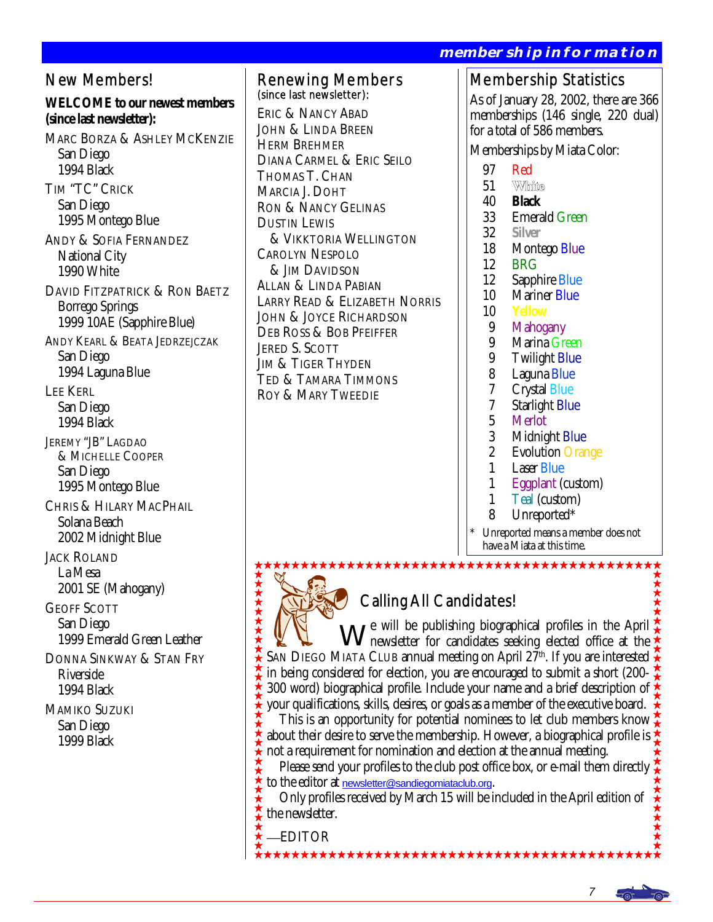## New Members!

**WELCOME to our newest members (since last newsletter):**

MARC BORZA & ASHLEY MCKENZIE
San Diego
1994 Black

TIM "TC" CRICK
San Diego
1995 Montego Blue

ANDY & SOFIA FERNANDEZ
National City
1990 White

DAVID FITZPATRICK & RON BAETZ
Borrego Springs
1999 10AE (Sapphire Blue)

ANDY KEARL & BEATA JEDRZEJCZAK
San Diego
1994 Laguna Blue

LEE KERL
San Diego
1994 Black

JEREMY "JB" LAGDAO & MICHELLE COOPER
San Diego
1995 Montego Blue

CHRIS & HILARY MACPHAIL
Solana Beach
2002 Midnight Blue

JACK ROLAND
La Mesa
2001 SE (Mahogany)

GEOFF SCOTT
San Diego
1999 Emerald Green Leather

DONNA SINKWAY & STAN FRY
Riverside
1994 Black

MAMIKO SUZUKI
San Diego
1999 Black

## Renewing Members

(since last newsletter):

ERIC & NANCY ABAD
JOHN & LINDA BREEN
HERM BREHMER
DIANA CARMEL & ERIC SEILO
THOMAS T. CHAN
MARCIA J. DOHT
RON & NANCY GELINAS
DUSTIN LEWIS & VIKKTORIA WELLINGTON
CAROLYN NESPOLO & JIM DAVIDSON
ALLAN & LINDA PABIAN
LARRY READ & ELIZABETH NORRIS
JOHN & JOYCE RICHARDSON
DEB ROSS & BOB PFEIFFER
JERED S. SCOTT
JIM & TIGER THYDEN
TED & TAMARA TIMMONS
ROY & MARY TWEEDIE

## Membership Statistics

As of January 28, 2002, there are 366 memberships (146 single, 220 dual) for a total of 586 members.

Memberships by Miata Color:

| | |
|---|---|
| 97 | Red |
| 51 | White |
| 40 | **Black** |
| 33 | Emerald Green |
| 32 | **Silver** |
| 18 | Montego Blue |
| 12 | BRG |
| 12 | Sapphire Blue |
| 10 | Mariner Blue |
| 10 | Yellow |
| 9 | Mahogany |
| 9 | Marina Green |
| 9 | Twilight Blue |
| 8 | Laguna Blue |
| 7 | Crystal Blue |
| 7 | Starlight Blue |
| 5 | Merlot |
| 3 | Midnight Blue |
| 2 | Evolution Orange |
| 1 | Laser Blue |
| 1 | Eggplant (custom) |
| 1 | Teal (custom) |
| 8 | Unreported* |

\* Unreported means a member does not have a Miata at this time.

## Calling All Candidates!

We will be publishing biographical profiles in the April newsletter for candidates seeking elected office at the SAN DIEGO MIATA CLUB annual meeting on April 27th. If you are interested in being considered for election, you are encouraged to submit a short (200-300 word) biographical profile. Include your name and a brief description of your qualifications, skills, desires, or goals as a member of the executive board.

This is an opportunity for potential nominees to let club members know about their desire to serve the membership. However, a biographical profile is not a requirement for nomination and election at the annual meeting.

Please send your profiles to the club post office box, or e-mail them directly to the editor at newsletter@sandiegomiataclub.org.

Only profiles received by March 15 will be included in the April edition of the newsletter.

—EDITOR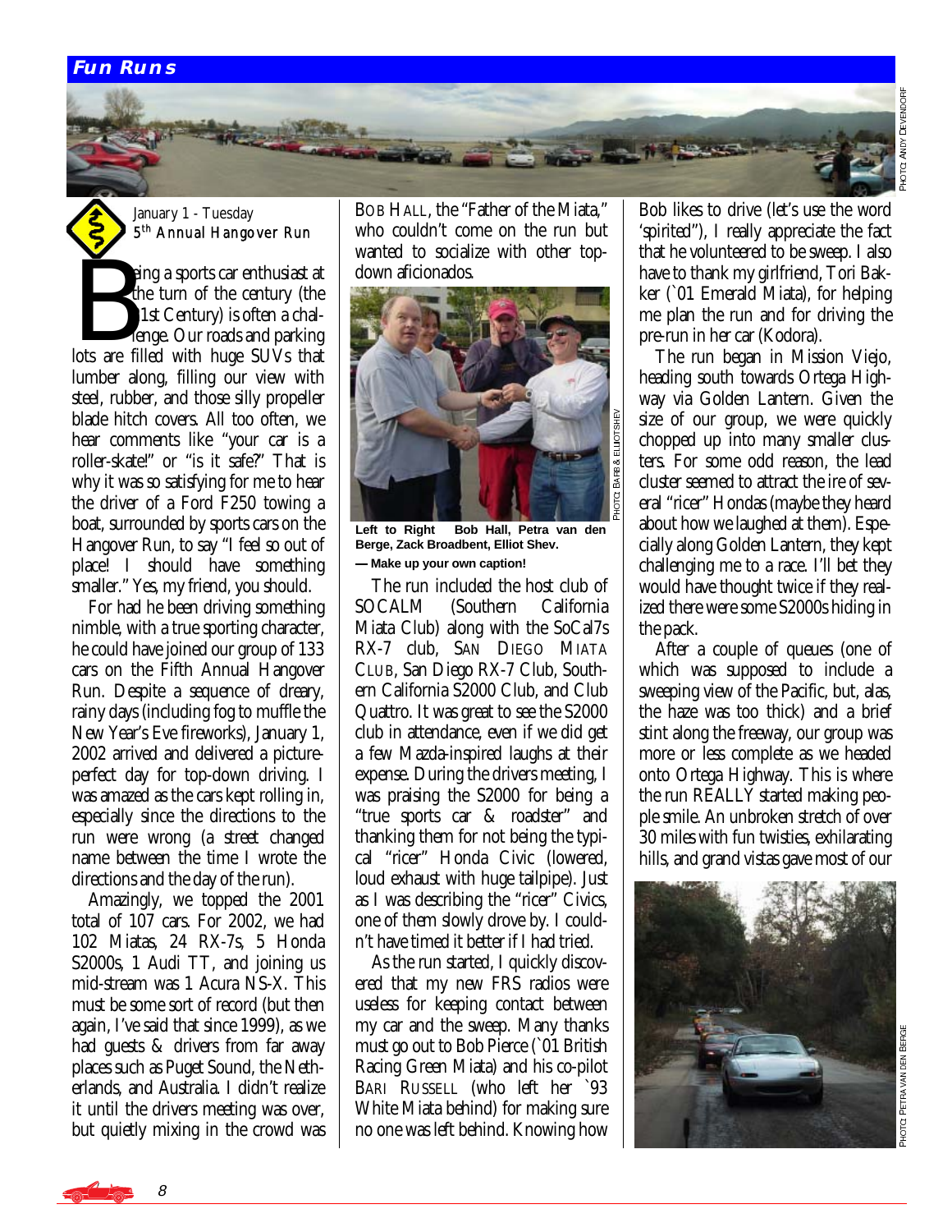## Fun Runs

PHOTO: ANDY DEVENDORF

*January 1 - Tuesday*
*5th Annual Hangover Run*

Being a sports car enthusiast at the turn of the century (the 21st Century) is often a challenge. Our roads and parking lots are filled with huge SUVs that lumber along, filling our view with steel, rubber, and those silly propeller blade hitch covers. All too often, we hear comments like "your car is a roller-skate!" or "is it safe?" That is why it was so satisfying for me to hear the driver of a Ford F250 towing a boat, surrounded by sports cars on the Hangover Run, to say "I feel so out of place! I should have something smaller." Yes, my friend, you should.

For had he been driving something nimble, with a true sporting character, he could have joined our group of 133 cars on the Fifth Annual Hangover Run. Despite a sequence of dreary, rainy days (including fog to muffle the New Year's Eve fireworks), January 1, 2002 arrived and delivered a picture-perfect day for top-down driving. I was amazed as the cars kept rolling in, especially since the directions to the run were wrong (a street changed name between the time I wrote the directions and the day of the run).

Amazingly, we topped the 2001 total of 107 cars. For 2002, we had 102 Miatas, 24 RX-7s, 5 Honda S2000s, 1 Audi TT, and joining us mid-stream was 1 Acura NS-X. This must be some sort of record (but then again, I've said that since 1999), as we had guests & drivers from far away places such as Puget Sound, the Netherlands, and Australia. I didn't realize it until the drivers meeting was over, but quietly mixing in the crowd was BOB HALL, the "Father of the Miata," who couldn't come on the run but wanted to socialize with other top-down aficionados.

PHOTO: BARB & ELLIOT SHEV

**Left to Right Bob Hall, Petra van den Berge, Zack Broadbent, Elliot Shev.**
**— Make up your own caption!**

The run included the host club of SOCALM (Southern California Miata Club) along with the SoCal7s RX-7 club, SAN DIEGO MIATA CLUB, San Diego RX-7 Club, Southern California S2000 Club, and Club Quattro. It was great to see the S2000 club in attendance, even if we did get a few Mazda-inspired laughs at their expense. During the drivers meeting, I was praising the S2000 for being a "true sports car & roadster" and thanking them for not being the typical "ricer" Honda Civic (lowered, loud exhaust with huge tailpipe). Just as I was describing the "ricer" Civics, one of them slowly drove by. I couldn't have timed it better if I had tried.

As the run started, I quickly discovered that my new FRS radios were useless for keeping contact between my car and the sweep. Many thanks must go out to Bob Pierce (`01 British Racing Green Miata) and his co-pilot BARI RUSSELL (who left her `93 White Miata behind) for making sure no one was left behind. Knowing how Bob likes to drive (let's use the word 'spirited'), I really appreciate the fact that he volunteered to be sweep. I also have to thank my girlfriend, Tori Bakker (`01 Emerald Miata), for helping me plan the run and for driving the pre-run in her car (Kodora).

The run began in Mission Viejo, heading south towards Ortega Highway via Golden Lantern. Given the size of our group, we were quickly chopped up into many smaller clusters. For some odd reason, the lead cluster seemed to attract the ire of several "ricer" Hondas (maybe they heard about how we laughed at them). Especially along Golden Lantern, they kept challenging me to a race. I'll bet they would have thought twice if they realized there were some S2000s hiding in the pack.

After a couple of queues (one of which was supposed to include a sweeping view of the Pacific, but, alas, the haze was too thick) and a brief stint along the freeway, our group was more or less complete as we headed onto Ortega Highway. This is where the run REALLY started making people smile. An unbroken stretch of over 30 miles with fun twisties, exhilarating hills, and grand vistas gave most of our

PHOTO: PETRA VAN DEN BERGE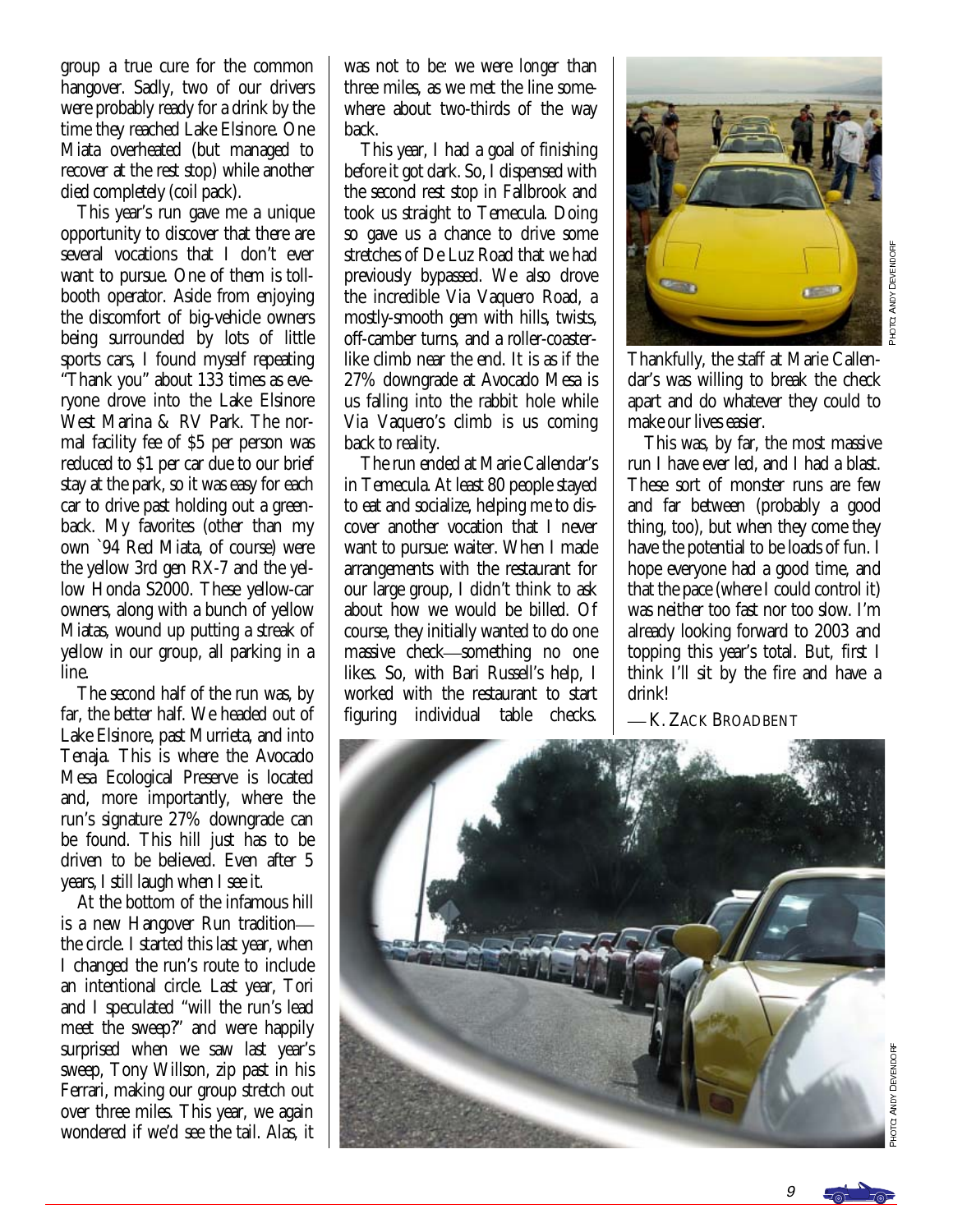group a true cure for the common hangover. Sadly, two of our drivers were probably ready for a drink by the time they reached Lake Elsinore. One Miata overheated (but managed to recover at the rest stop) while another died completely (coil pack).

This year's run gave me a unique opportunity to discover that there are several vocations that I don't ever want to pursue. One of them is toll-booth operator. Aside from enjoying the discomfort of big-vehicle owners being surrounded by lots of little sports cars, I found myself repeating "Thank you" about 133 times as everyone drove into the Lake Elsinore West Marina & RV Park. The normal facility fee of $5 per person was reduced to $1 per car due to our brief stay at the park, so it was easy for each car to drive past holding out a greenback. My favorites (other than my own `94 Red Miata, of course) were the yellow 3rd gen RX-7 and the yellow Honda S2000. These yellow-car owners, along with a bunch of yellow Miatas, wound up putting a streak of yellow in our group, all parking in a line.

The second half of the run was, by far, the better half. We headed out of Lake Elsinore, past Murrieta, and into Tenaja. This is where the Avocado Mesa Ecological Preserve is located and, more importantly, where the run's signature 27% downgrade can be found. This hill just has to be driven to be believed. Even after 5 years, I still laugh when I see it.

At the bottom of the infamous hill is a new Hangover Run tradition—the circle. I started this last year, when I changed the run's route to include an intentional circle. Last year, Tori and I speculated "will the run's lead meet the sweep?" and were happily surprised when we saw last year's sweep, Tony Willson, zip past in his Ferrari, making our group stretch out over three miles. This year, we again wondered if we'd see the tail. Alas, it was not to be: we were *longer* than three miles, as we met the line somewhere about two-thirds of the way back.

This year, I had a goal of finishing before it got dark. So, I dispensed with the second rest stop in Fallbrook and took us straight to Temecula. Doing so gave us a chance to drive some stretches of De Luz Road that we had previously bypassed. We also drove the incredible Via Vaquero Road, a mostly-smooth gem with hills, twists, off-camber turns, and a roller-coaster-like climb near the end. It is as if the 27% downgrade at Avocado Mesa is us falling into the rabbit hole while Via Vaquero's climb is us coming back to reality.

The run ended at Marie Callendar's in Temecula. At least 80 people stayed to eat and socialize, helping me to discover another vocation that I never want to pursue: waiter. When I made arrangements with the restaurant for our large group, I didn't think to ask about how we would be billed. Of course, they initially wanted to do one massive check—something no one likes. So, with Bari Russell's help, I worked with the restaurant to start figuring individual table checks. Thankfully, the staff at Marie Callendar's was willing to break the check apart and do whatever they could to make our lives easier.

This was, by far, the most massive run I have ever led, and I had a blast. These sort of monster runs are few and far between (probably a good thing, too), but when they come they have the potential to be loads of fun. I hope everyone had a good time, and that the pace (where I could control it) was neither too fast nor too slow. I'm already looking forward to 2003 and topping this year's total. But, first I think I'll sit by the fire and have a drink!

—K. Zack Broadbent

PHOTO: ANDY DEVENDORFF

PHOTO: ANDY DEVENDORFF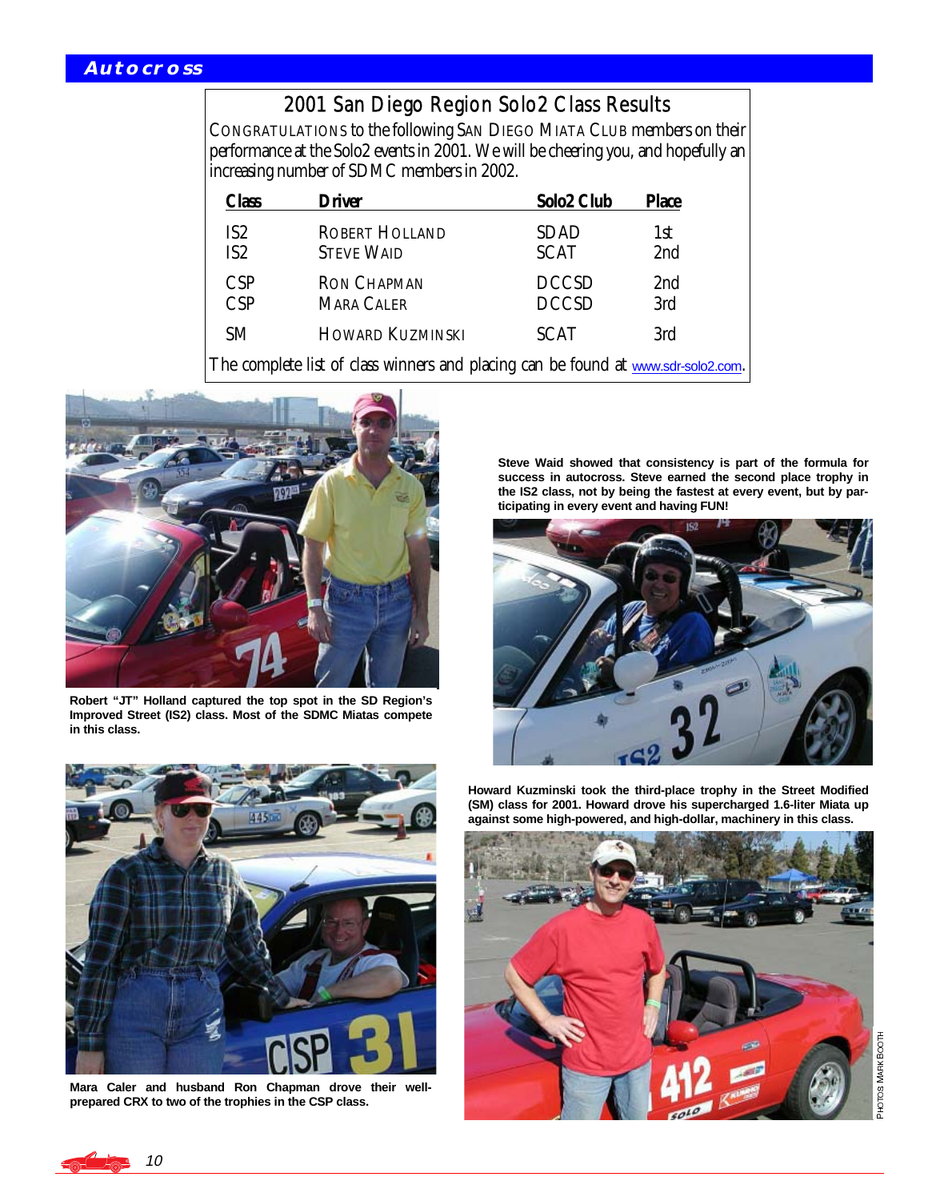## Autocross

### 2001 San Diego Region Solo2 Class Results

CONGRATULATIONS to the following SAN DIEGO MIATA CLUB members on their performance at the Solo2 events in 2001. We will be cheering you, and hopefully an increasing number of SDMC members in 2002.

| Class | Driver | Solo2 Club | Place |
|---|---|---|---|
| IS2 | ROBERT HOLLAND | SDAD | 1st |
| IS2 | STEVE WAID | SCAT | 2nd |
| CSP | RON CHAPMAN | DCCSD | 2nd |
| CSP | MARA CALER | DCCSD | 3rd |
| SM | HOWARD KUZMINSKI | SCAT | 3rd |

The complete list of class winners and placing can be found at www.sdr-solo2.com.

**Robert "JT" Holland captured the top spot in the SD Region's Improved Street (IS2) class. Most of the SDMC Miatas compete in this class.**

**Steve Waid showed that consistency is part of the formula for success in autocross. Steve earned the second place trophy in the IS2 class, not by being the fastest at every event, but by participating in every event and having FUN!**

**Mara Caler and husband Ron Chapman drove their well-prepared CRX to two of the trophies in the CSP class.**

**Howard Kuzminski took the third-place trophy in the Street Modified (SM) class for 2001. Howard drove his supercharged 1.6-liter Miata up against some high-powered, and high-dollar, machinery in this class.**

PHOTOS MARK BOOTH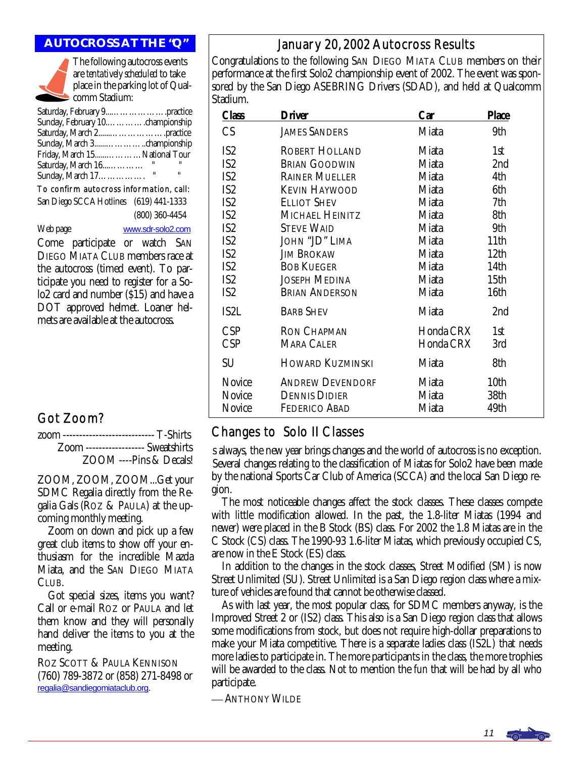## AUTOCROSS AT THE "Q"

The following autocross events are tentatively scheduled to take place in the parking lot of Qualcomm Stadium:

Saturday, February 9…………………….practice
Sunday, February 10…………….championship
Saturday, March 2…………………….practice
Sunday, March 3…………………..championship
Friday, March 15…………….National Tour
Saturday, March 16……………  "  "
Sunday, March 17…………….  "  "

To confirm autocross information, call:
San Diego SCCA Hotlines (619) 441-1333
(800) 360-4454

Web page www.sdr-solo2.com

Come participate or watch SAN DIEGO MIATA CLUB members race at the autocross (timed event). To participate you need to register for a Solo2 card and number ($15) and have a DOT approved helmet. Loaner helmets are available at the autocross.

## Got Zoom?

zoom ---------------------------- T-Shirts
Zoom ------------------ Sweatshirts
ZOOM ----Pins & Decals!

ZOOM, ZOOM, ZOOM...Get your SDMC Regalia directly from the Regalia Gals (ROZ & PAULA) at the upcoming monthly meeting.

Zoom on down and pick up a few great club items to show off your enthusiasm for the incredible Mazda Miata, and the SAN DIEGO MIATA CLUB.

Got special sizes, items you want? Call or e-mail ROZ or PAULA and let them know and they will personally hand deliver the items to you at the meeting.

ROZ SCOTT & PAULA KENNISON
(760) 789-3872 or (858) 271-8498 or regalia@sandiegomiataclub.org.

## January 20, 2002 Autocross Results

Congratulations to the following SAN DIEGO MIATA CLUB members on their performance at the first Solo2 championship event of 2002. The event was sponsored by the San Diego ASEBRING Drivers (SDAD), and held at Qualcomm Stadium.

| Class | Driver | Car | Place |
|---|---|---|---|
| CS | James Sanders | Miata | 9th |
| IS2 | Robert Holland | Miata | 1st |
| IS2 | Brian Goodwin | Miata | 2nd |
| IS2 | Rainer Mueller | Miata | 4th |
| IS2 | Kevin Haywood | Miata | 6th |
| IS2 | Elliot Shev | Miata | 7th |
| IS2 | Michael Heinitz | Miata | 8th |
| IS2 | Steve Waid | Miata | 9th |
| IS2 | John "JD" Lima | Miata | 11th |
| IS2 | Jim Brokaw | Miata | 12th |
| IS2 | Bob Kueger | Miata | 14th |
| IS2 | Joseph Medina | Miata | 15th |
| IS2 | Brian Anderson | Miata | 16th |
| IS2L | Barb Shev | Miata | 2nd |
| CSP | Ron Chapman | Honda CRX | 1st |
| CSP | Mara Caler | Honda CRX | 3rd |
| SU | Howard Kuzminski | Miata | 8th |
| Novice | Andrew Devendorf | Miata | 10th |
| Novice | Dennis Didier | Miata | 38th |
| Novice | Federico Abad | Miata | 49th |

## Changes to Solo II Classes

s always, the new year brings changes and the world of autocross is no exception. Several changes relating to the classification of Miatas for Solo2 have been made by the national Sports Car Club of America (SCCA) and the local San Diego region.

The most noticeable changes affect the stock classes. These classes compete with little modification allowed. In the past, the 1.8-liter Miatas (1994 and newer) were placed in the B Stock (BS) class. For 2002 the 1.8 Miatas are in the C Stock (CS) class. The 1990-93 1.6-liter Miatas, which previously occupied CS, are now in the E Stock (ES) class.

In addition to the changes in the stock classes, Street Modified (SM) is now Street Unlimited (SU). Street Unlimited is a San Diego region class where a mixture of vehicles are found that cannot be otherwise classed.

As with last year, the most popular class, for SDMC members anyway, is the Improved Street 2 or (IS2) class. This also is a San Diego region class that allows some modifications from stock, but does not require high-dollar preparations to make your Miata competitive. There is a separate ladies class (IS2L) that needs more ladies to participate in. The more participants in the class, the more trophies will be awarded to the class. Not to mention the *fun* that will be had by all who participate.

— ANTHONY WILDE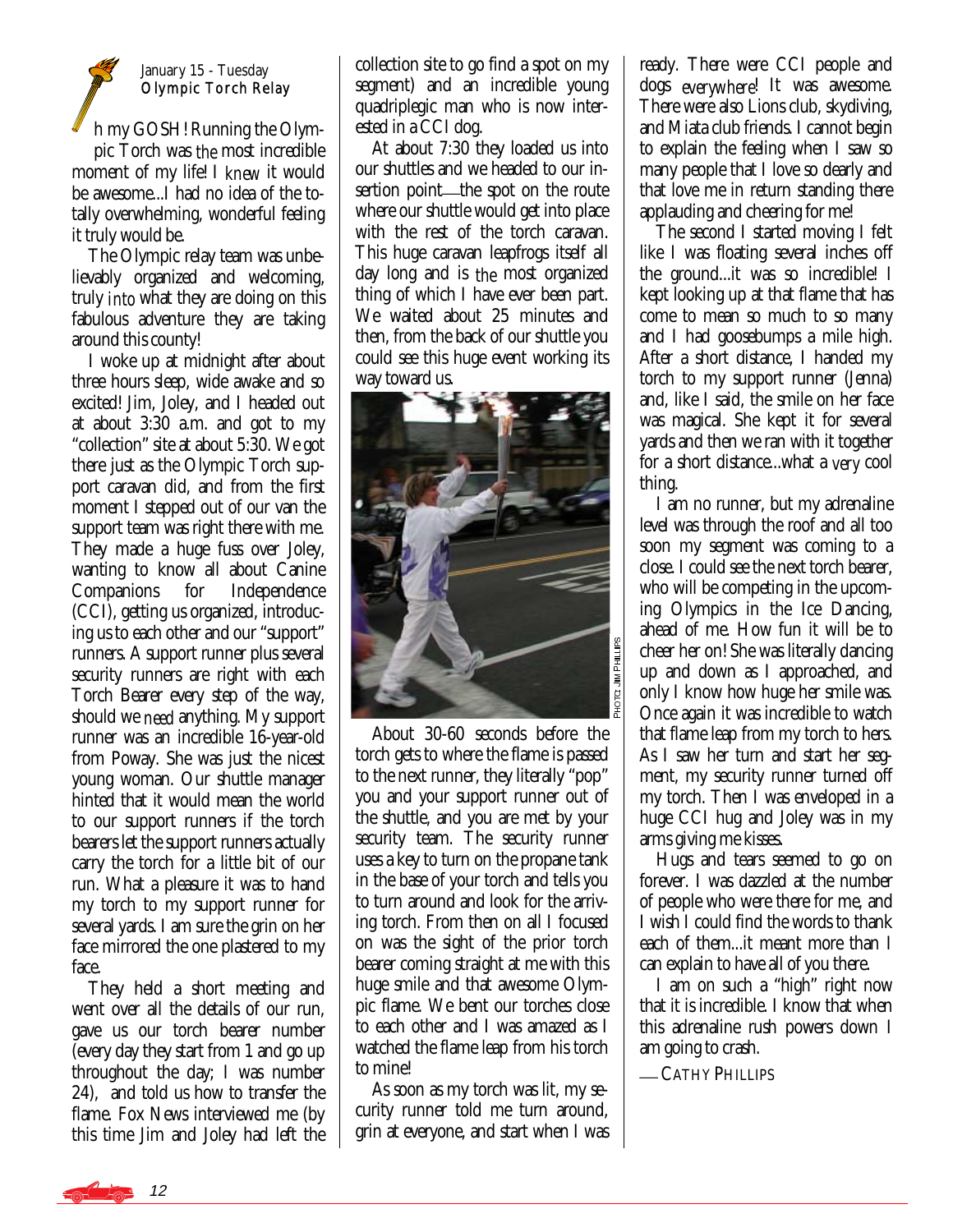January 15 - Tuesday
**Olympic Torch Relay**

Oh my GOSH! Running the Olympic Torch was *the* most incredible moment of my life! I *knew* it would be awesome...I had no idea of the totally overwhelming, wonderful feeling it truly would be.

The Olympic relay team was unbelievably organized and welcoming, truly *into* what they are doing on this fabulous adventure they are taking around this county!

I woke up at midnight after about three hours sleep, wide awake and so excited! Jim, Joley, and I headed out at about 3:30 a.m. and got to my "collection" site at about 5:30. We got there just as the Olympic Torch support caravan did, and from the first moment I stepped out of our van the support team was right there with me. They made a huge fuss over Joley, wanting to know all about Canine Companions for Independence (CCI), getting us organized, introducing us to each other and our "support" runners. A support runner plus several security runners are right with each Torch Bearer every step of the way, should we *need* anything. My support runner was an incredible 16-year-old from Poway. She was just the nicest young woman. Our shuttle manager hinted that it would mean the world to our support runners if the torch bearers let the support runners actually carry the torch for a little bit of our run. What a pleasure it was to hand my torch to my support runner for several yards. I am sure the grin on her face mirrored the one plastered to my face.

They held a short meeting and went over all the details of our run, gave us our torch bearer number (every day they start from 1 and go up throughout the day; I was number 24), and told us how to transfer the flame. Fox News interviewed me (by this time Jim and Joley had left the collection site to go find a spot on my segment) and an incredible young quadriplegic man who is now interested in a CCI dog.

At about 7:30 they loaded us into our shuttles and we headed to our insertion point—the spot on the route where our shuttle would get into place with the rest of the torch caravan. This huge caravan leapfrogs itself all day long and is *the* most organized thing of which I have ever been part. We waited about 25 minutes and then, from the back of our shuttle you could see this huge event working its way toward us.

PHOTO: JIM PHILLIPS

About 30-60 seconds before the torch gets to where the flame is passed to the next runner, they literally "pop" you and your support runner out of the shuttle, and you are met by your security team. The security runner uses a key to turn on the propane tank in the base of your torch and tells you to turn around and look for the arriving torch. From then on all I focused on was the sight of the prior torch bearer coming straight at me with this huge smile and that awesome Olympic flame. We bent our torches close to each other and I was amazed as I watched the flame leap from his torch to mine!

As soon as my torch was lit, my security runner told me turn around, grin at everyone, and start when I was ready. There were CCI people and dogs *everywhere*! It was awesome. There were also Lions club, skydiving, and Miata club friends. I cannot begin to explain the feeling when I saw so many people that I love so dearly and that love me in return standing there applauding and cheering for me!

The second I started moving I felt like I was floating several inches off the ground...it was so incredible! I kept looking up at that flame that has come to mean so much to so many and I had goosebumps a mile high. After a short distance, I handed my torch to my support runner (Jenna) and, like I said, the smile on her face was magical. She kept it for several yards and then we ran with it together for a short distance...what a *very* cool thing.

I am no runner, but my adrenaline level was through the roof and all too soon my segment was coming to a close. I could see the next torch bearer, who will be competing in the upcoming Olympics in the Ice Dancing, ahead of me. How fun it will be to cheer her on! She was literally dancing up and down as I approached, and only I know how huge her smile was. Once again it was incredible to watch that flame leap from my torch to hers. As I saw her turn and start her segment, my security runner turned off my torch. Then I was enveloped in a huge CCI hug and Joley was in my arms giving me kisses.

Hugs and tears seemed to go on forever. I was dazzled at the number of people who were there for me, and I wish I could find the words to thank each of them...it meant more than I can explain to have all of you there.

I am on such a "high" right now that it is incredible. I know that when this adrenaline rush powers down I am going to crash.

—CATHY PHILLIPS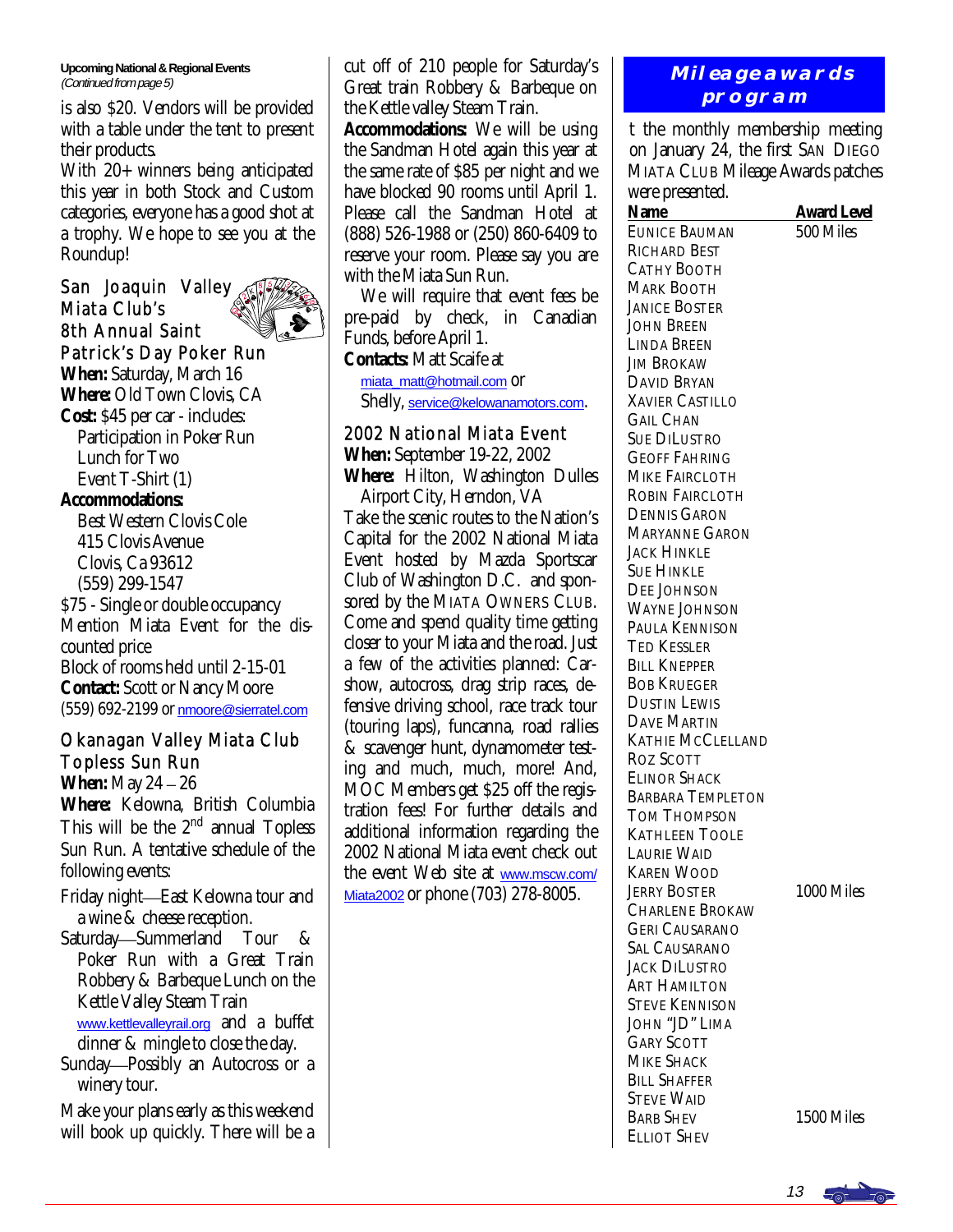**Upcoming National & Regional Events**
*(Continued from page 5)*

is also $20. Vendors will be provided with a table under the tent to present their products.

With 20+ winners being anticipated this year in both Stock and Custom categories, everyone has a good shot at a trophy. We hope to see you at the Roundup!

### San Joaquin Valley Miata Club's 8th Annual Saint Patrick's Day Poker Run

**When:** Saturday, March 16

**Where:** Old Town Clovis, CA

**Cost:** $45 per car - includes:
- Participation in Poker Run
- Lunch for Two
- Event T-Shirt (1)

**Accommodations:**

Best Western Clovis Cole
415 Clovis Avenue
Clovis, Ca 93612
(559) 299-1547

$75 - Single or double occupancy
Mention Miata Event for the discounted price
Block of rooms held until 2-15-01

**Contact:** Scott or Nancy Moore (559) 692-2199 or nmoore@sierratel.com

### Okanagan Valley Miata Club Topless Sun Run

**When:** May 24 – 26

**Where:** Kelowna, British Columbia

This will be the 2nd annual Topless Sun Run. A tentative schedule of the following events:

- Friday night—East Kelowna tour and a wine & cheese reception.
- Saturday—Summerland Tour & Poker Run with a Great Train Robbery & Barbeque Lunch on the Kettle Valley Steam Train www.kettlevalleyrail.org and a buffet dinner & mingle to close the day.
- Sunday—Possibly an Autocross or a winery tour.

Make your plans early as this weekend will book up quickly. There will be a cut off of 210 people for Saturday's Great train Robbery & Barbeque on the Kettle valley Steam Train.

**Accommodations:** We will be using the Sandman Hotel again this year at the same rate of $85 per night and we have blocked 90 rooms until April 1. Please call the Sandman Hotel at (888) 526-1988 or (250) 860-6409 to reserve your room. Please say you are with the Miata Sun Run.

We will require that event fees be pre-paid by check, in Canadian Funds, before April 1.

**Contacts:** Matt Scaife at miata_matt@hotmail.com or Shelly, service@kelowanamotors.com.

### 2002 National Miata Event

**When:** September 19-22, 2002

**Where:** Hilton, Washington Dulles Airport City, Herndon, VA

Take the scenic routes to the Nation's Capital for the 2002 National Miata Event hosted by Mazda Sportscar Club of Washington D.C. and sponsored by the MIATA OWNERS CLUB. Come and spend quality time getting closer to your Miata and the road. Just a few of the activities planned: Carshow, autocross, drag strip races, defensive driving school, race track tour (touring laps), funcanna, road rallies & scavenger hunt, dynamometer testing and much, much, more! And, MOC Members get $25 off the registration fees! For further details and additional information regarding the 2002 National Miata event check out the event Web site at www.mscw.com/Miata2002 or phone (703) 278-8005.

## Mileage awards program

At the monthly membership meeting on January 24, the first SAN DIEGO MIATA CLUB Mileage Awards patches were presented.

| Name | Award Level |
|---|---|
| Eunice Bauman | 500 Miles |
| Richard Best | |
| Cathy Booth | |
| Mark Booth | |
| Janice Boster | |
| John Breen | |
| Linda Breen | |
| Jim Brokaw | |
| David Bryan | |
| Xavier Castillo | |
| Gail Chan | |
| Sue DiLustro | |
| Geoff Fahring | |
| Mike Faircloth | |
| Robin Faircloth | |
| Dennis Garon | |
| Maryanne Garon | |
| Jack Hinkle | |
| Sue Hinkle | |
| Dee Johnson | |
| Wayne Johnson | |
| Paula Kennison | |
| Ted Kessler | |
| Bill Knepper | |
| Bob Krueger | |
| Dustin Lewis | |
| Dave Martin | |
| Kathie McClelland | |
| Roz Scott | |
| Elinor Shack | |
| Barbara Templeton | |
| Tom Thompson | |
| Kathleen Toole | |
| Laurie Waid | |
| Karen Wood | |
| Jerry Boster | 1000 Miles |
| Charlene Brokaw | |
| Geri Causarano | |
| Sal Causarano | |
| Jack DiLustro | |
| Art Hamilton | |
| Steve Kennison | |
| John "JD" Lima | |
| Gary Scott | |
| Mike Shack | |
| Bill Shaffer | |
| Steve Waid | |
| Barb Shev | 1500 Miles |
| Elliot Shev | |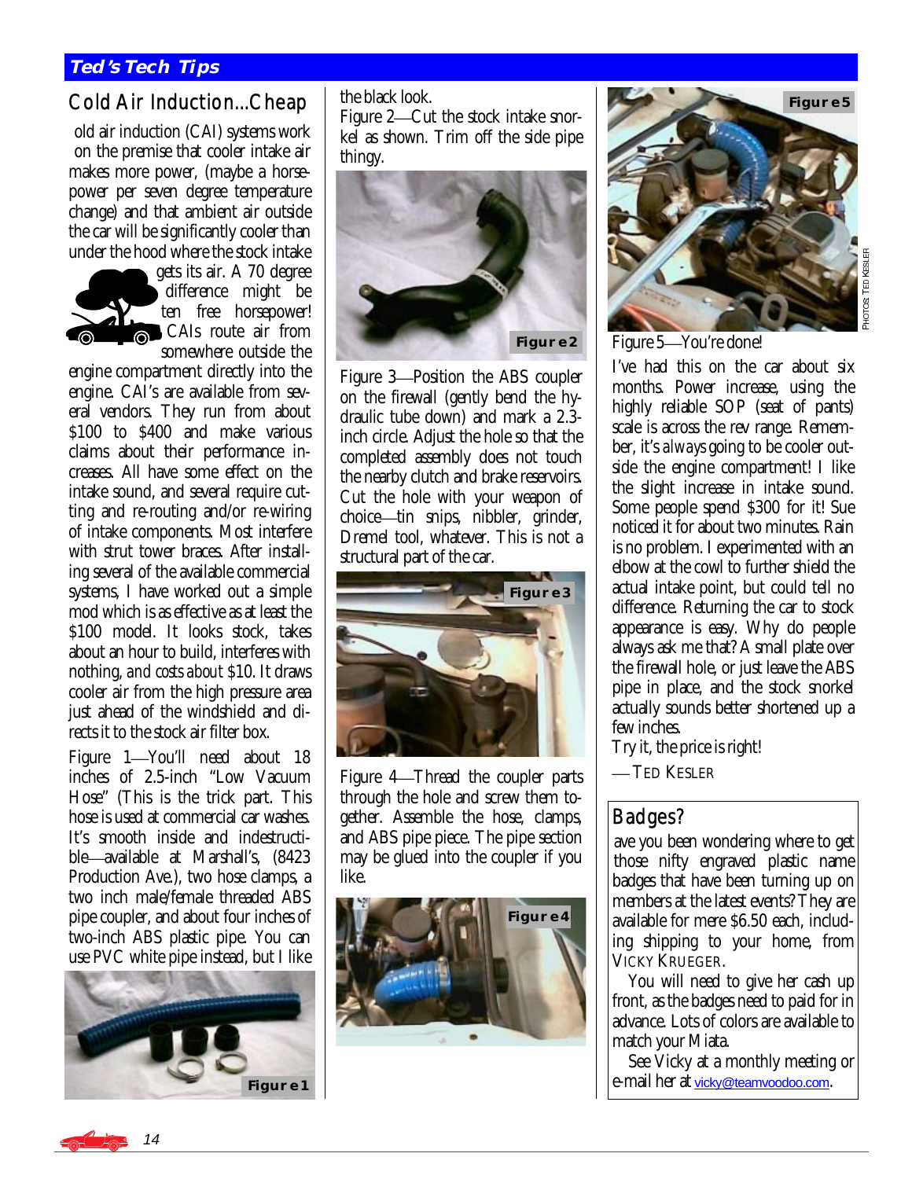## Ted's Tech Tips

# Cold Air Induction...Cheap

old air induction (CAI) systems work on the premise that cooler intake air makes more power, (maybe a horsepower per seven degree temperature change) and that ambient air outside the car will be significantly cooler than under the hood where the stock intake gets its air. A 70 degree difference might be ten free horsepower! CAIs route air from somewhere outside the engine compartment directly into the engine. CAI's are available from several vendors. They run from about $100 to $400 and make various claims about their performance increases. All have some effect on the intake sound, and several require cutting and re-routing and/or re-wiring of intake components. Most interfere with strut tower braces. After installing several of the available commercial systems, I have worked out a simple mod which is as effective as at least the $100 model. It looks stock, takes about an hour to build, interferes with nothing, *and costs about* $10. It draws cooler air from the high pressure area just ahead of the windshield and directs it to the stock air filter box.

Figure 1—You'll need about 18 inches of 2.5-inch "Low Vacuum Hose" (This is the trick part. This hose is used at commercial car washes. It's smooth inside and indestructible—available at Marshall's, (8423 Production Ave.), two hose clamps, a two inch male/female threaded ABS pipe coupler, and about four inches of two-inch ABS plastic pipe. You can use PVC white pipe instead, but I like the black look.

Figure 1

Figure 2—Cut the stock intake snorkel as shown. Trim off the side pipe thingy.

Figure 2

Figure 3—Position the ABS coupler on the firewall (gently bend the hydraulic tube down) and mark a 2.3-inch circle. Adjust the hole so that the completed assembly does not touch the nearby clutch and brake reservoirs. Cut the hole with your weapon of choice—tin snips, nibbler, grinder, Dremel tool, whatever. This is not a structural part of the car.

Figure 3

Figure 4—Thread the coupler parts through the hole and screw them together. Assemble the hose, clamps, and ABS pipe piece. The pipe section may be glued into the coupler if you like.

Figure 4

Figure 5

PHOTOS TED KESLER

Figure 5—You're done!

I've had this on the car about six months. Power increase, using the highly reliable SOP (seat of pants) scale is across the rev range. Remember, it's *always* going to be cooler outside the engine compartment! I like the slight increase in intake sound. Some people spend $300 for it! Sue noticed it for about two minutes. Rain is no problem. I experimented with an elbow at the cowl to further shield the actual intake point, but could tell no difference. Returning the car to stock appearance is easy. Why do people always ask me that? A small plate over the firewall hole, or just leave the ABS pipe in place, and the stock snorkel actually sounds better shortened up a few inches.

Try it, the price is right!

—TED KESLER

## Badges?

ave you been wondering where to get those nifty engraved plastic name badges that have been turning up on members at the latest events? They are available for mere $6.50 each, including shipping to your home, from VICKY KRUEGER.

You will need to give her cash up front, as the badges need to paid for in advance. Lots of colors are available to match your Miata.

See Vicky at a monthly meeting or e-mail her at vicky@teamvoodoo.com.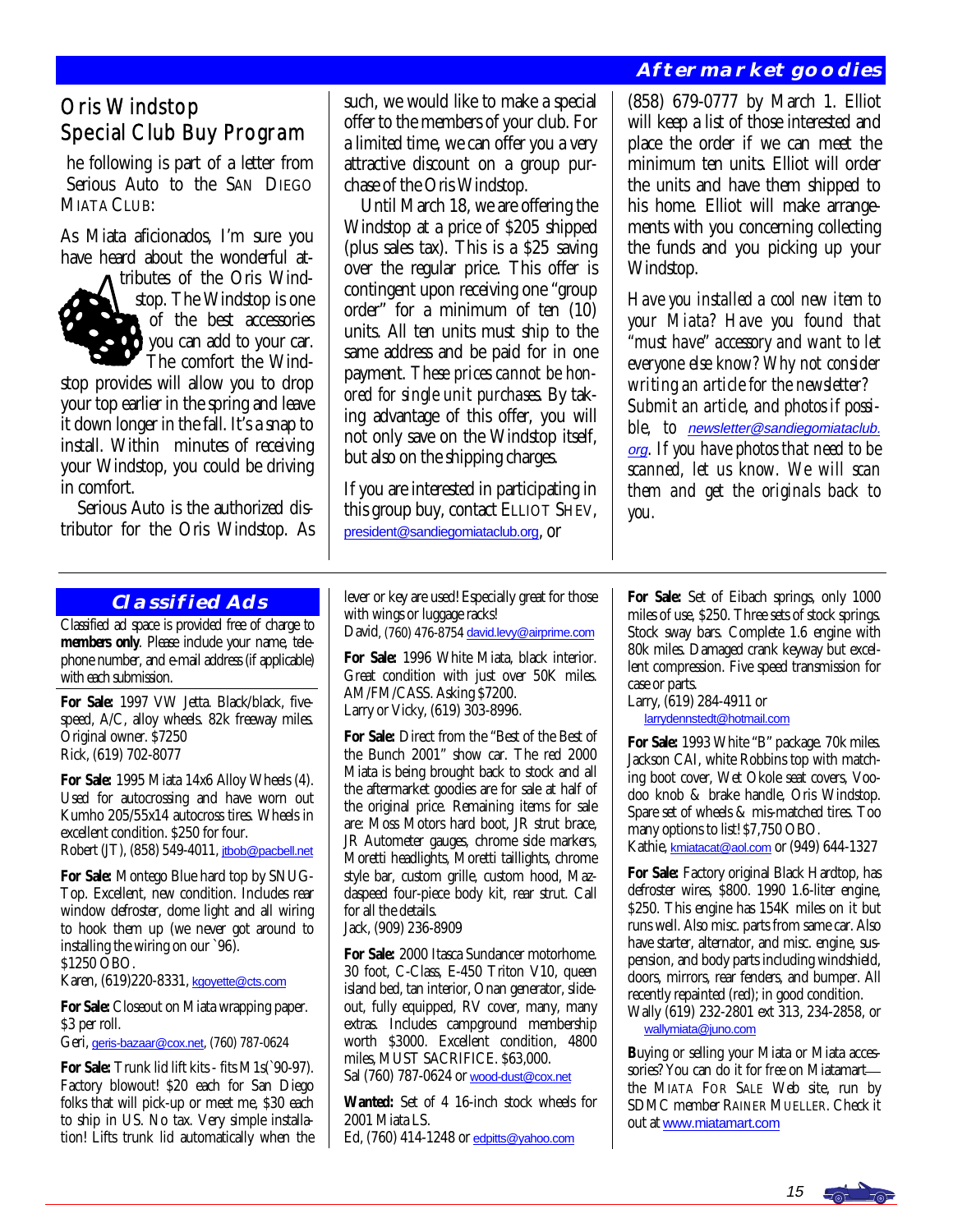## Aftermarket goodies

### Oris Windstop Special Club Buy Program

he following is part of a letter from Serious Auto to the SAN DIEGO MIATA CLUB:

As Miata aficionados, I'm sure you have heard about the wonderful attributes of the Oris Windstop. The Windstop is one of the best accessories you can add to your car. The comfort the Windstop provides will allow you to drop your top earlier in the spring and leave it down longer in the fall. It's a snap to install. Within minutes of receiving your Windstop, you could be driving in comfort.

Serious Auto is the authorized distributor for the Oris Windstop. As such, we would like to make a special offer to the members of your club. For a limited time, we can offer you a very attractive discount on a group purchase of the Oris Windstop.

Until March 18, we are offering the Windstop at a price of $205 shipped (plus sales tax). This is a $25 saving over the regular price. This offer is contingent upon receiving one "group order" for a minimum of ten (10) units. All ten units must ship to the same address and be paid for in one payment. *These prices cannot be honored for single unit purchases.* By taking advantage of this offer, you will not only save on the Windstop itself, but also on the shipping charges.

If you are interested in participating in this group buy, contact ELLIOT SHEV, president@sandiegomiataclub.org, or (858) 679-0777 by March 1. Elliot will keep a list of those interested and place the order if we can meet the minimum ten units. Elliot will order the units and have them shipped to his home. Elliot will make arrangements with you concerning collecting the funds and you picking up your Windstop.

*Have you installed a cool new item to your Miata? Have you found that "must have" accessory and want to let everyone else know? Why not consider writing an article for the newsletter? Submit an article, and photos if possible, to newsletter@sandiegomiataclub.org. If you have photos that need to be scanned, let us know. We will scan them and get the originals back to you.*

## Classified Ads

Classified ad space is provided free of charge to **members only**. Please include your name, telephone number, and e-mail address (if applicable) with each submission.

**For Sale:** 1997 VW Jetta. Black/black, five-speed, A/C, alloy wheels. 82k freeway miles. Original owner. $7250
Rick, (619) 702-8077

**For Sale:** 1995 Miata 14x6 Alloy Wheels (4). Used for autocrossing and have worn out Kumho 205/55x14 autocross tires. Wheels in excellent condition. $250 for four.
Robert (JT), (858) 549-4011, jtbob@pacbell.net

**For Sale:** Montego Blue hard top by SNUG-Top. Excellent, new condition. Includes rear window defroster, dome light and all wiring to hook them up (we never got around to installing the wiring on our `96).
$1250 OBO.
Karen, (619)220-8331, kgoyette@cts.com

**For Sale:** Closeout on Miata wrapping paper. $3 per roll.
Geri, geris-bazaar@cox.net, (760) 787-0624

**For Sale:** Trunk lid lift kits - fits M1s(`90-97). Factory blowout! $20 each for San Diego folks that will pick-up or meet me, $30 each to ship in US. No tax. Very simple installation! Lifts trunk lid automatically when the lever or key are used! Especially great for those with wings or luggage racks!
David, (760) 476-8754 david.levy@airprime.com

**For Sale:** 1996 White Miata, black interior. Great condition with just over 50K miles. AM/FM/CASS. Asking $7200.
Larry or Vicky, (619) 303-8996.

**For Sale:** Direct from the "Best of the Best of the Bunch 2001" show car. The red 2000 Miata is being brought back to stock and all the aftermarket goodies are for sale at half of the original price. Remaining items for sale are: Moss Motors hard boot, JR strut brace, JR Autometer gauges, chrome side markers, Moretti headlights, Moretti taillights, chrome style bar, custom grille, custom hood, Mazdaspeed four-piece body kit, rear strut. Call for all the details.
Jack, (909) 236-8909

**For Sale:** 2000 Itasca Sundancer motorhome. 30 foot, C-Class, E-450 Triton V10, queen island bed, tan interior, Onan generator, slide-out, fully equipped, RV cover, many, many extras. Includes campground membership worth $3000. Excellent condition, 4800 miles, MUST SACRIFICE. $63,000.
Sal (760) 787-0624 or wood-dust@cox.net

**Wanted:** Set of 4 16-inch stock wheels for 2001 Miata LS.
Ed, (760) 414-1248 or edpitts@yahoo.com

**For Sale:** Set of Eibach springs, only 1000 miles of use, $250. Three sets of stock springs. Stock sway bars. Complete 1.6 engine with 80k miles. Damaged crank keyway but excellent compression. Five speed transmission for case or parts.
Larry, (619) 284-4911 or larrydennstedt@hotmail.com

**For Sale:** 1993 White "B" package. 70k miles. Jackson CAI, white Robbins top with matching boot cover, Wet Okole seat covers, Voodoo knob & brake handle, Oris Windstop. Spare set of wheels & mis-matched tires. Too many options to list! $7,750 OBO.
Kathie, kmiatacat@aol.com or (949) 644-1327

**For Sale:** Factory original Black Hardtop, has defroster wires, $800. 1990 1.6-liter engine, $250. This engine has 154K miles on it but runs well. Also misc. parts from same car. Also have starter, alternator, and misc. engine, suspension, and body parts including windshield, doors, mirrors, rear fenders, and bumper. All recently repainted (red); in good condition.
Wally (619) 232-2801 ext 313, 234-2858, or wallymiata@juno.com

**B**uying or selling your Miata or Miata accessories? You can do it for free on Miatamart—the MIATA FOR SALE Web site, run by SDMC member RAINER MUELLER. Check it out at www.miatamart.com